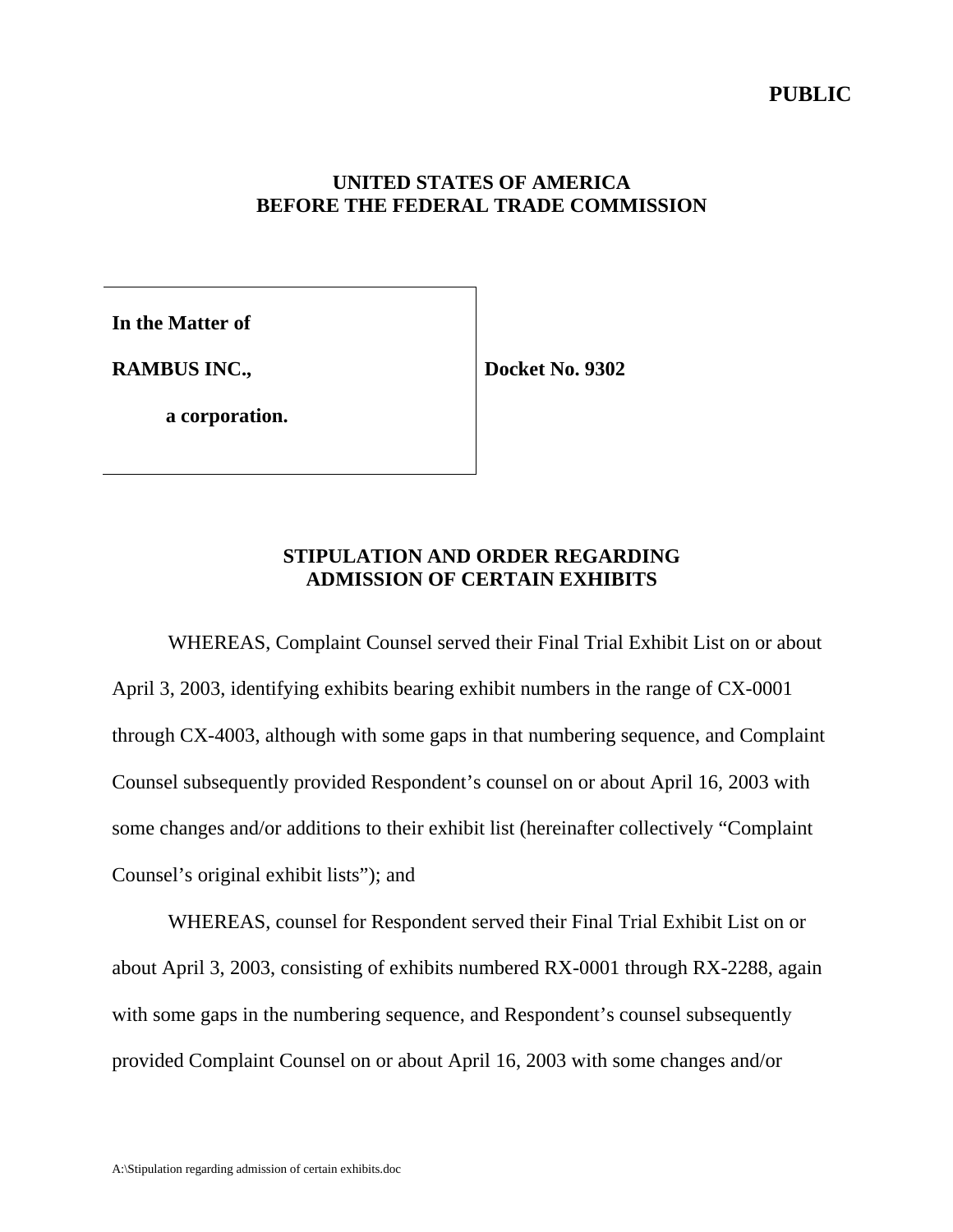**PUBLIC**

**UNITED STATES OF AMERICA**
**BEFORE THE FEDERAL TRADE COMMISSION**

| | |
|---|---|
| **In the Matter of**<br><br>**RAMBUS INC.,**<br><br>**a corporation.** | **Docket No. 9302** |

## STIPULATION AND ORDER REGARDING ADMISSION OF CERTAIN EXHIBITS

WHEREAS, Complaint Counsel served their Final Trial Exhibit List on or about April 3, 2003, identifying exhibits bearing exhibit numbers in the range of CX-0001 through CX-4003, although with some gaps in that numbering sequence, and Complaint Counsel subsequently provided Respondent's counsel on or about April 16, 2003 with some changes and/or additions to their exhibit list (hereinafter collectively "Complaint Counsel's original exhibit lists"); and

WHEREAS, counsel for Respondent served their Final Trial Exhibit List on or about April 3, 2003, consisting of exhibits numbered RX-0001 through RX-2288, again with some gaps in the numbering sequence, and Respondent's counsel subsequently provided Complaint Counsel on or about April 16, 2003 with some changes and/or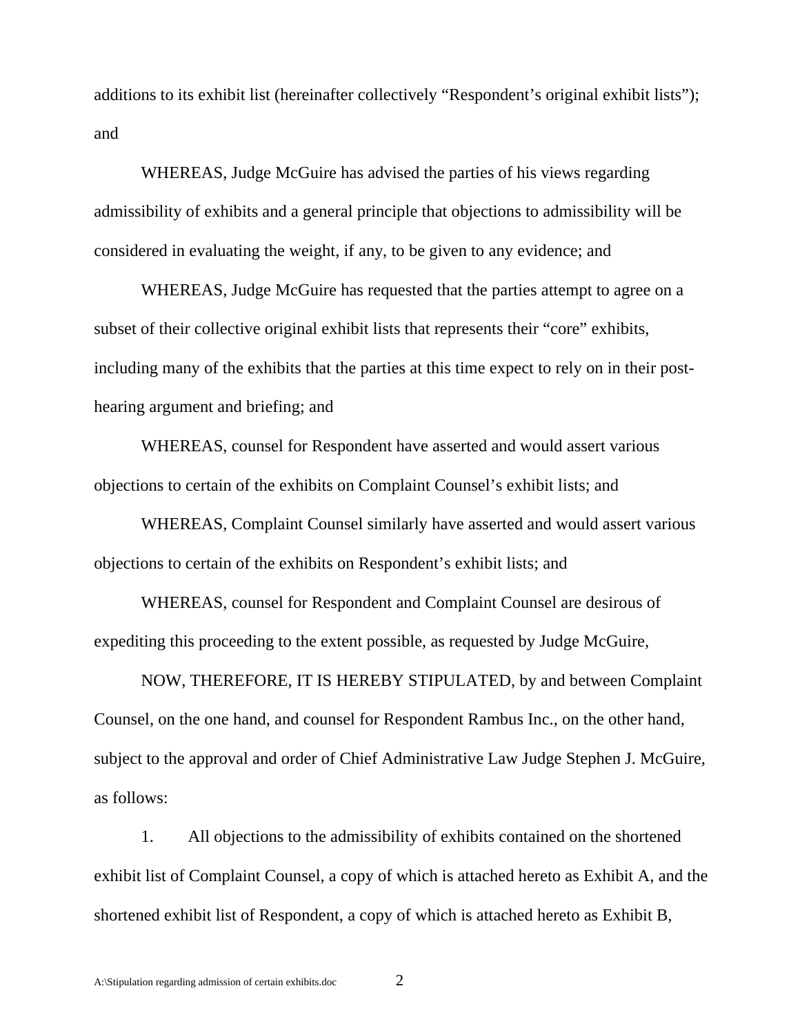additions to its exhibit list (hereinafter collectively "Respondent's original exhibit lists"); and

WHEREAS, Judge McGuire has advised the parties of his views regarding admissibility of exhibits and a general principle that objections to admissibility will be considered in evaluating the weight, if any, to be given to any evidence; and

WHEREAS, Judge McGuire has requested that the parties attempt to agree on a subset of their collective original exhibit lists that represents their "core" exhibits, including many of the exhibits that the parties at this time expect to rely on in their post-hearing argument and briefing; and

WHEREAS, counsel for Respondent have asserted and would assert various objections to certain of the exhibits on Complaint Counsel's exhibit lists; and

WHEREAS, Complaint Counsel similarly have asserted and would assert various objections to certain of the exhibits on Respondent's exhibit lists; and

WHEREAS, counsel for Respondent and Complaint Counsel are desirous of expediting this proceeding to the extent possible, as requested by Judge McGuire,

NOW, THEREFORE, IT IS HEREBY STIPULATED, by and between Complaint Counsel, on the one hand, and counsel for Respondent Rambus Inc., on the other hand, subject to the approval and order of Chief Administrative Law Judge Stephen J. McGuire, as follows:

1. All objections to the admissibility of exhibits contained on the shortened exhibit list of Complaint Counsel, a copy of which is attached hereto as Exhibit A, and the shortened exhibit list of Respondent, a copy of which is attached hereto as Exhibit B,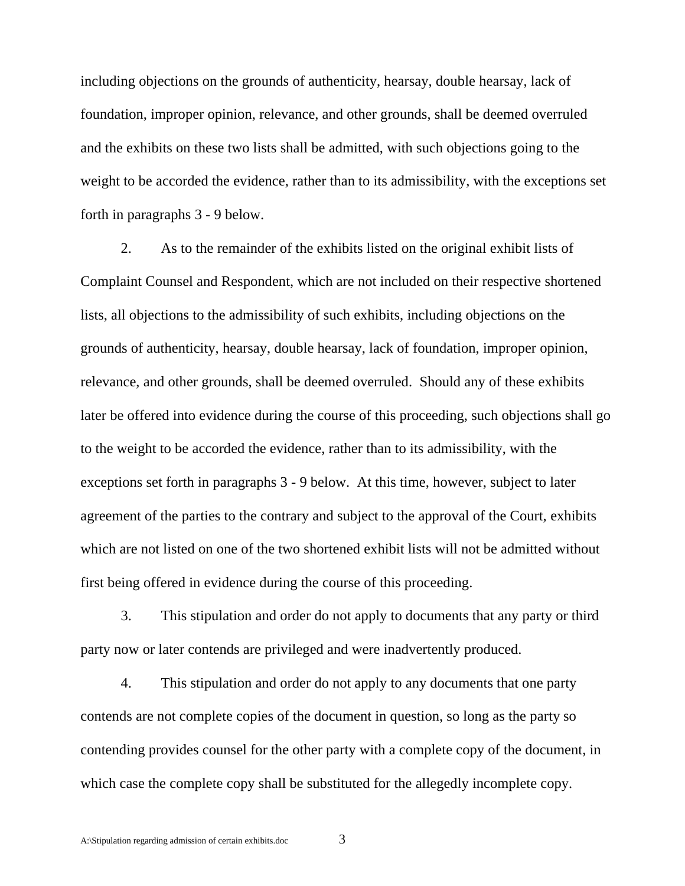including objections on the grounds of authenticity, hearsay, double hearsay, lack of foundation, improper opinion, relevance, and other grounds, shall be deemed overruled and the exhibits on these two lists shall be admitted, with such objections going to the weight to be accorded the evidence, rather than to its admissibility, with the exceptions set forth in paragraphs 3 - 9 below.

2. As to the remainder of the exhibits listed on the original exhibit lists of Complaint Counsel and Respondent, which are not included on their respective shortened lists, all objections to the admissibility of such exhibits, including objections on the grounds of authenticity, hearsay, double hearsay, lack of foundation, improper opinion, relevance, and other grounds, shall be deemed overruled. Should any of these exhibits later be offered into evidence during the course of this proceeding, such objections shall go to the weight to be accorded the evidence, rather than to its admissibility, with the exceptions set forth in paragraphs 3 - 9 below. At this time, however, subject to later agreement of the parties to the contrary and subject to the approval of the Court, exhibits which are not listed on one of the two shortened exhibit lists will not be admitted without first being offered in evidence during the course of this proceeding.

3. This stipulation and order do not apply to documents that any party or third party now or later contends are privileged and were inadvertently produced.

4. This stipulation and order do not apply to any documents that one party contends are not complete copies of the document in question, so long as the party so contending provides counsel for the other party with a complete copy of the document, in which case the complete copy shall be substituted for the allegedly incomplete copy.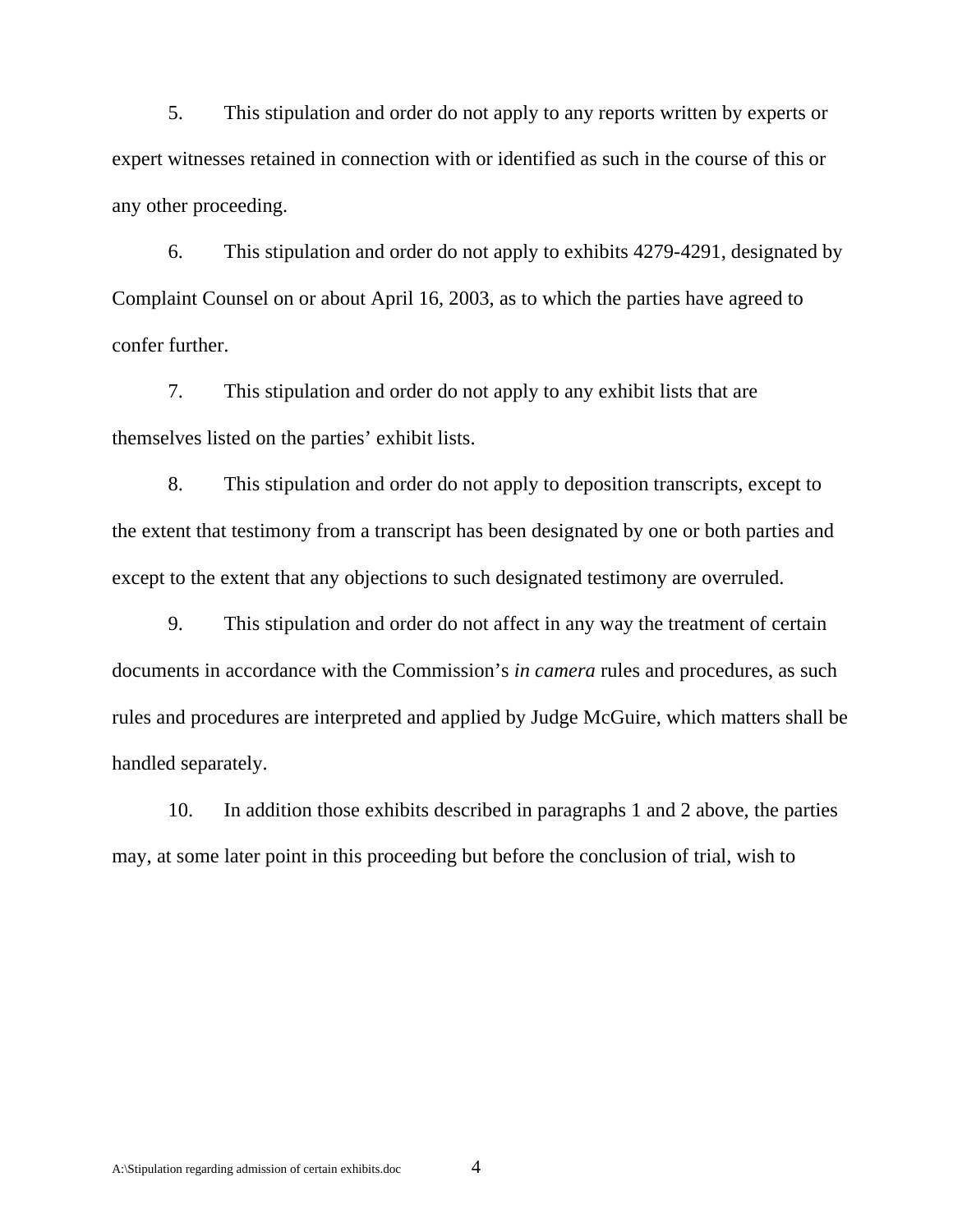5. This stipulation and order do not apply to any reports written by experts or expert witnesses retained in connection with or identified as such in the course of this or any other proceeding.

6. This stipulation and order do not apply to exhibits 4279-4291, designated by Complaint Counsel on or about April 16, 2003, as to which the parties have agreed to confer further.

7. This stipulation and order do not apply to any exhibit lists that are themselves listed on the parties' exhibit lists.

8. This stipulation and order do not apply to deposition transcripts, except to the extent that testimony from a transcript has been designated by one or both parties and except to the extent that any objections to such designated testimony are overruled.

9. This stipulation and order do not affect in any way the treatment of certain documents in accordance with the Commission's *in camera* rules and procedures, as such rules and procedures are interpreted and applied by Judge McGuire, which matters shall be handled separately.

10. In addition those exhibits described in paragraphs 1 and 2 above, the parties may, at some later point in this proceeding but before the conclusion of trial, wish to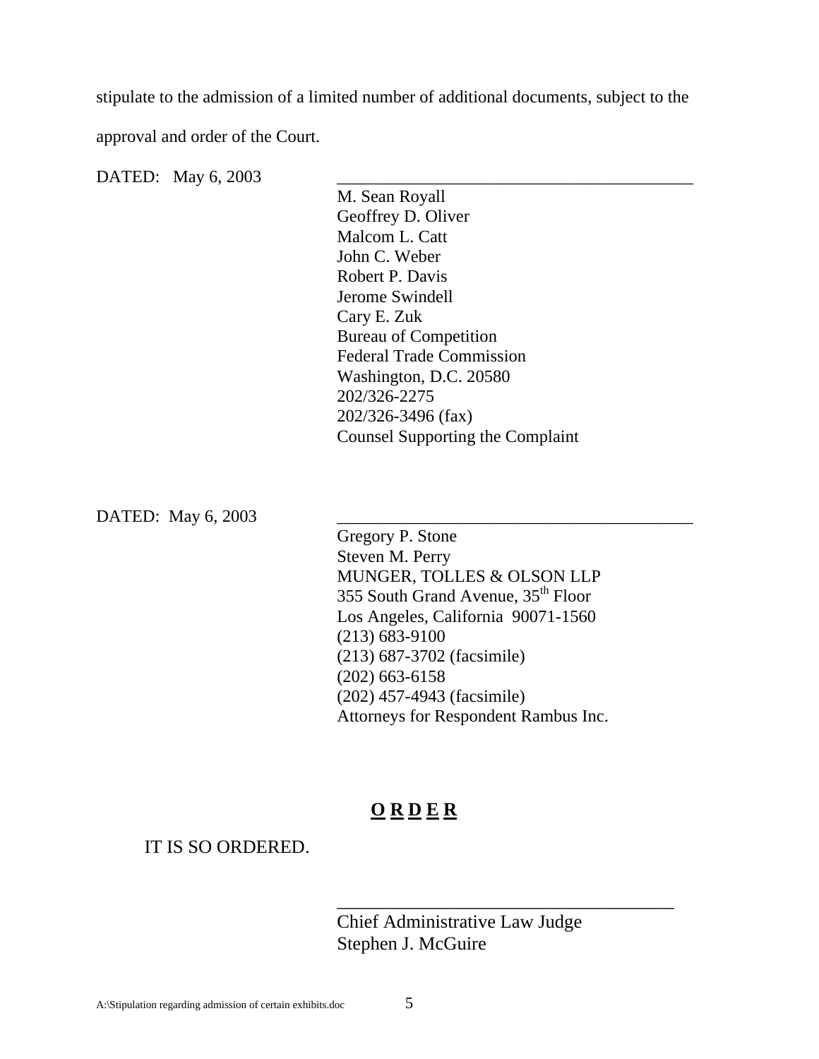stipulate to the admission of a limited number of additional documents, subject to the approval and order of the Court.

DATED: May 6, 2003

\_\_\_\_\_\_\_\_\_\_\_\_\_\_\_\_\_\_\_\_\_\_\_\_\_\_\_\_\_\_\_\_\_\_\_\_\_\_\_\_

M. Sean Royall
Geoffrey D. Oliver
Malcom L. Catt
John C. Weber
Robert P. Davis
Jerome Swindell
Cary E. Zuk
Bureau of Competition
Federal Trade Commission
Washington, D.C. 20580
202/326-2275
202/326-3496 (fax)
Counsel Supporting the Complaint

DATED: May 6, 2003

\_\_\_\_\_\_\_\_\_\_\_\_\_\_\_\_\_\_\_\_\_\_\_\_\_\_\_\_\_\_\_\_\_\_\_\_\_\_\_\_

Gregory P. Stone
Steven M. Perry
MUNGER, TOLLES & OLSON LLP
355 South Grand Avenue, 35th Floor
Los Angeles, California 90071-1560
(213) 683-9100
(213) 687-3702 (facsimile)
(202) 663-6158
(202) 457-4943 (facsimile)
Attorneys for Respondent Rambus Inc.

## **O R D E R**

IT IS SO ORDERED.

\_\_\_\_\_\_\_\_\_\_\_\_\_\_\_\_\_\_\_\_\_\_\_\_\_\_\_\_\_\_\_\_\_\_\_\_\_\_

Chief Administrative Law Judge
Stephen J. McGuire

A:\Stipulation regarding admission of certain exhibits.doc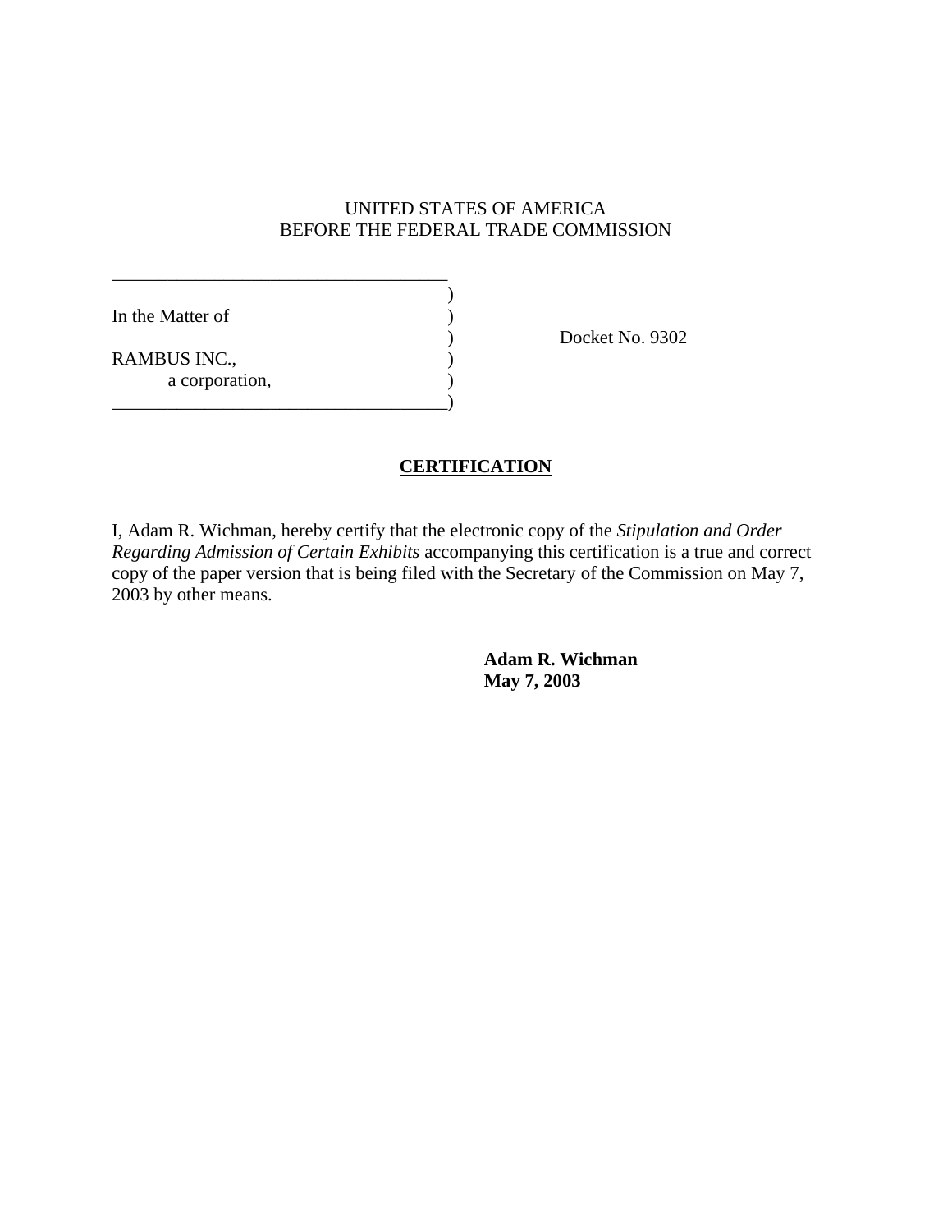UNITED STATES OF AMERICA
BEFORE THE FEDERAL TRADE COMMISSION

| | |
|---|---|
| In the Matter of | |
| | Docket No. 9302 |
| RAMBUS INC., | |
| a corporation, | |

## CERTIFICATION

I, Adam R. Wichman, hereby certify that the electronic copy of the *Stipulation and Order Regarding Admission of Certain Exhibits* accompanying this certification is a true and correct copy of the paper version that is being filed with the Secretary of the Commission on May 7, 2003 by other means.

**Adam R. Wichman**
**May 7, 2003**